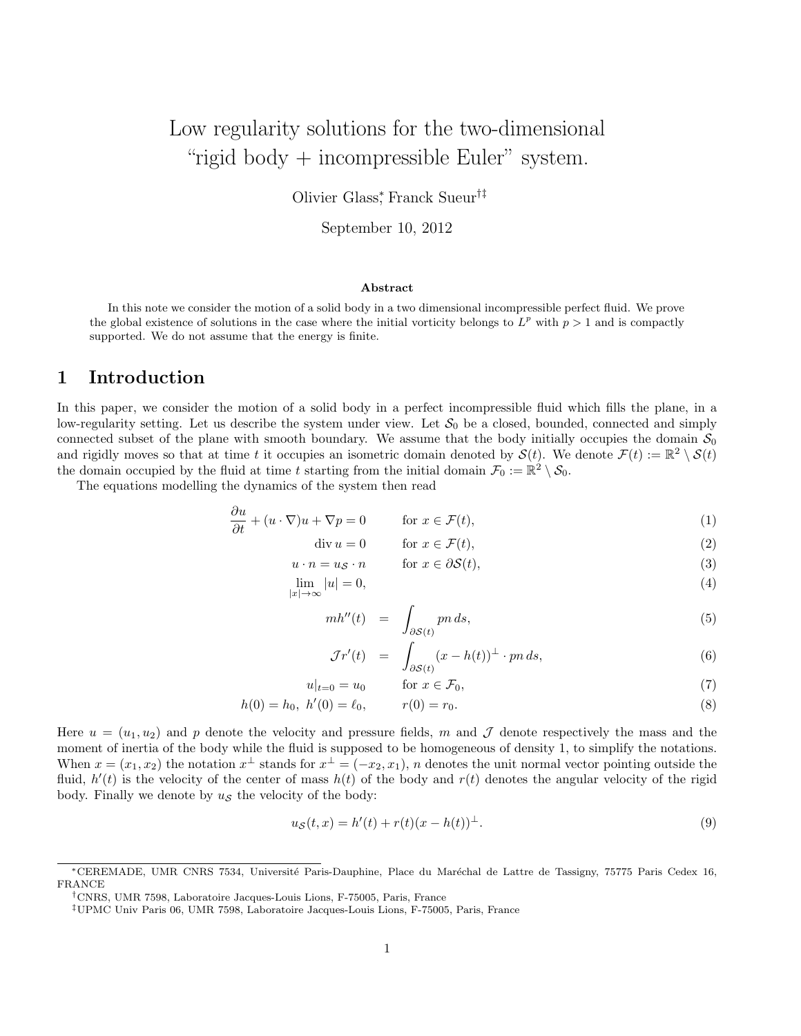# Low regularity solutions for the two-dimensional "rigid body + incompressible Euler" system.

Olivier Glass[*], Franck Sueur[†‡]

September 10, 2012

### Abstract

In this note we consider the motion of a solid body in a two dimensional incompressible perfect fluid. We prove the global existence of solutions in the case where the initial vorticity belongs to $L^p$ with $p > 1$ and is compactly supported. We do not assume that the energy is finite.

## 1 Introduction

In this paper, we consider the motion of a solid body in a perfect incompressible fluid which fills the plane, in a low-regularity setting. Let us describe the system under view. Let $\mathcal{S}_0$ be a closed, bounded, connected and simply connected subset of the plane with smooth boundary. We assume that the body initially occupies the domain $\mathcal{S}_0$ and rigidly moves so that at time $t$ it occupies an isometric domain denoted by $\mathcal{S}(t)$. We denote $\mathcal{F}(t) := \mathbb{R}^2 \setminus \mathcal{S}(t)$ the domain occupied by the fluid at time $t$ starting from the initial domain $\mathcal{F}_0 := \mathbb{R}^2 \setminus \mathcal{S}_0$.

The equations modelling the dynamics of the system then read

$$\frac{\partial u}{\partial t} + (u \cdot \nabla)u + \nabla p = 0 \qquad \text{for } x \in \mathcal{F}(t), \tag{1}$$

$$\operatorname{div} u = 0 \qquad \text{for } x \in \mathcal{F}(t), \tag{2}$$

$$u \cdot n = u_{\mathcal{S}} \cdot n \qquad \text{for } x \in \partial\mathcal{S}(t), \tag{3}$$

$$\lim_{|x| \to \infty} |u| = 0, \tag{4}$$

$$m h''(t) = \int_{\partial\mathcal{S}(t)} p n \, ds, \tag{5}$$

$$\mathcal{J} r'(t) = \int_{\partial\mathcal{S}(t)} (x - h(t))^{\perp} \cdot p n \, ds, \tag{6}$$

$$u|_{t=0} = u_0 \qquad \text{for } x \in \mathcal{F}_0, \tag{7}$$

$$h(0) = h_0, \ h'(0) = \ell_0, \qquad r(0) = r_0. \tag{8}$$

Here $u = (u_1, u_2)$ and $p$ denote the velocity and pressure fields, $m$ and $\mathcal{J}$ denote respectively the mass and the moment of inertia of the body while the fluid is supposed to be homogeneous of density 1, to simplify the notations. When $x = (x_1, x_2)$ the notation $x^{\perp}$ stands for $x^{\perp} = (-x_2, x_1)$, $n$ denotes the unit normal vector pointing outside the fluid, $h'(t)$ is the velocity of the center of mass $h(t)$ of the body and $r(t)$ denotes the angular velocity of the rigid body. Finally we denote by $u_{\mathcal{S}}$ the velocity of the body:

$$u_{\mathcal{S}}(t, x) = h'(t) + r(t)(x - h(t))^{\perp}. \tag{9}$$

---

[*] CEREMADE, UMR CNRS 7534, Université Paris-Dauphine, Place du Maréchal de Lattre de Tassigny, 75775 Paris Cedex 16, FRANCE

[†] CNRS, UMR 7598, Laboratoire Jacques-Louis Lions, F-75005, Paris, France

[‡] UPMC Univ Paris 06, UMR 7598, Laboratoire Jacques-Louis Lions, F-75005, Paris, France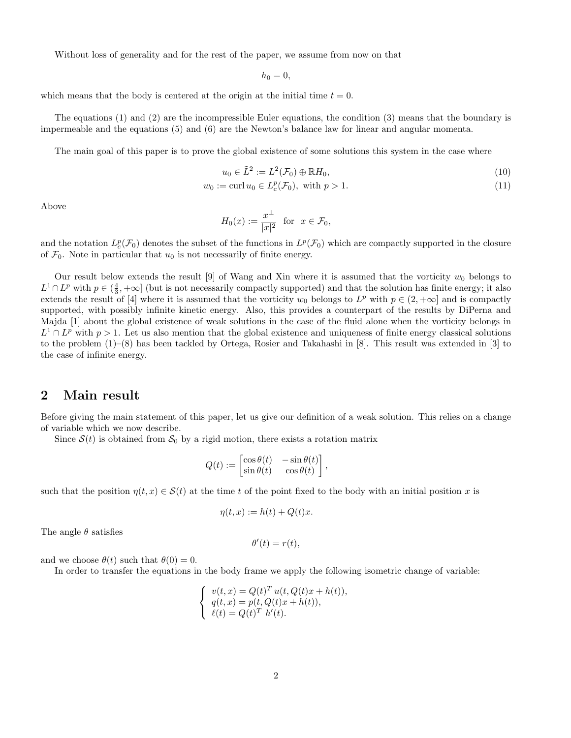Without loss of generality and for the rest of the paper, we assume from now on that

$$h_0 = 0,$$

which means that the body is centered at the origin at the initial time $t = 0$.

The equations (1) and (2) are the incompressible Euler equations, the condition (3) means that the boundary is impermeable and the equations (5) and (6) are the Newton's balance law for linear and angular momenta.

The main goal of this paper is to prove the global existence of some solutions this system in the case where

$$u_0 \in \tilde{L}^2 := L^2(\mathcal{F}_0) \oplus \mathbb{R}H_0, \tag{10}$$

$$w_0 := \operatorname{curl} u_0 \in L^p_c(\mathcal{F}_0), \text{ with } p > 1. \tag{11}$$

Above

$$H_0(x) := \frac{x^\perp}{|x|^2} \quad \text{for} \quad x \in \mathcal{F}_0,$$

and the notation $L^p_c(\mathcal{F}_0)$ denotes the subset of the functions in $L^p(\mathcal{F}_0)$ which are compactly supported in the closure of $\mathcal{F}_0$. Note in particular that $u_0$ is not necessarily of finite energy.

Our result below extends the result [9] of Wang and Xin where it is assumed that the vorticity $w_0$ belongs to $L^1 \cap L^p$ with $p \in (\frac{4}{3}, +\infty]$ (but is not necessarily compactly supported) and that the solution has finite energy; it also extends the result of [4] where it is assumed that the vorticity $w_0$ belongs to $L^p$ with $p \in (2, +\infty]$ and is compactly supported, with possibly infinite kinetic energy. Also, this provides a counterpart of the results by DiPerna and Majda [1] about the global existence of weak solutions in the case of the fluid alone when the vorticity belongs in $L^1 \cap L^p$ with $p > 1$. Let us also mention that the global existence and uniqueness of finite energy classical solutions to the problem (1)–(8) has been tackled by Ortega, Rosier and Takahashi in [8]. This result was extended in [3] to the case of infinite energy.

## 2 Main result

Before giving the main statement of this paper, let us give our definition of a weak solution. This relies on a change of variable which we now describe.

Since $\mathcal{S}(t)$ is obtained from $\mathcal{S}_0$ by a rigid motion, there exists a rotation matrix

$$Q(t) := \begin{bmatrix} \cos\theta(t) & -\sin\theta(t) \\ \sin\theta(t) & \cos\theta(t) \end{bmatrix},$$

such that the position $\eta(t, x) \in \mathcal{S}(t)$ at the time $t$ of the point fixed to the body with an initial position $x$ is

$$\eta(t, x) := h(t) + Q(t)x.$$

The angle $\theta$ satisfies

$$\theta'(t) = r(t),$$

and we choose $\theta(t)$ such that $\theta(0) = 0$.

In order to transfer the equations in the body frame we apply the following isometric change of variable:

$$\begin{cases} v(t, x) = Q(t)^T \, u(t, Q(t)x + h(t)), \\ q(t, x) = p(t, Q(t)x + h(t)), \\ \ell(t) = Q(t)^T \, h'(t). \end{cases}$$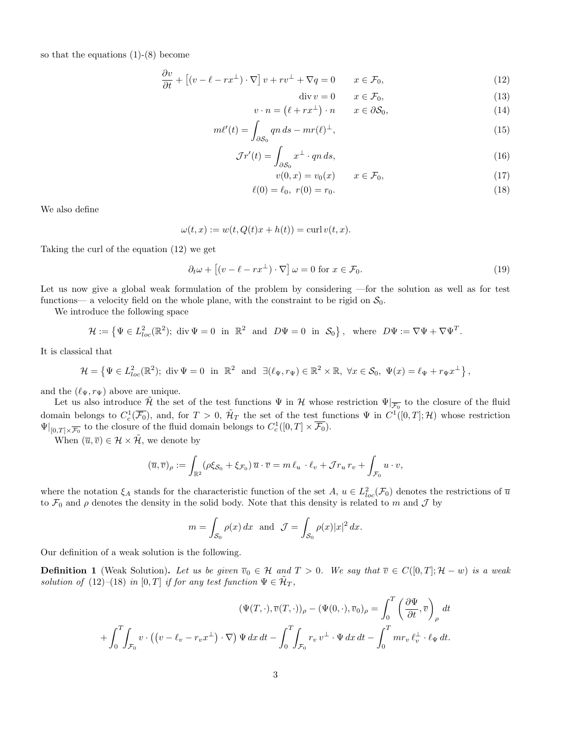so that the equations (1)-(8) become

$$\frac{\partial v}{\partial t} + \left[ (v - \ell - r x^{\perp}) \cdot \nabla \right] v + r v^{\perp} + \nabla q = 0 \qquad x \in \mathcal{F}_0, \tag{12}$$

$$\operatorname{div} v = 0 \qquad x \in \mathcal{F}_0, \tag{13}$$

$$v \cdot n = \left( \ell + r x^{\perp} \right) \cdot n \qquad x \in \partial \mathcal{S}_0, \tag{14}$$

$$m \ell'(t) = \int_{\partial \mathcal{S}_0} q n \, ds - m r (\ell)^{\perp}, \tag{15}$$

$$\mathcal{J} r'(t) = \int_{\partial \mathcal{S}_0} x^{\perp} \cdot q n \, ds, \tag{16}$$

$$v(0, x) = v_0(x) \qquad x \in \mathcal{F}_0, \tag{17}$$

$$\ell(0) = \ell_0, \; r(0) = r_0. \tag{18}$$

We also define

$$\omega(t, x) := w(t, Q(t) x + h(t)) = \operatorname{curl} v(t, x).$$

Taking the curl of the equation (12) we get

$$\partial_t \omega + \left[ (v - \ell - r x^{\perp}) \cdot \nabla \right] \omega = 0 \text{ for } x \in \mathcal{F}_0. \tag{19}$$

Let us now give a global weak formulation of the problem by considering —for the solution as well as for test functions— a velocity field on the whole plane, with the constraint to be rigid on $\mathcal{S}_0$.

We introduce the following space

$$\mathcal{H} := \left\{ \Psi \in L^2_{loc}(\mathbb{R}^2); \; \operatorname{div} \Psi = 0 \;\text{ in }\; \mathbb{R}^2 \;\text{ and }\; D\Psi = 0 \;\text{ in }\; \mathcal{S}_0 \right\}, \;\text{ where }\; D\Psi := \nabla \Psi + \nabla \Psi^T.$$

It is classical that

$$\mathcal{H} = \left\{ \Psi \in L^2_{loc}(\mathbb{R}^2); \; \operatorname{div} \Psi = 0 \;\text{ in }\; \mathbb{R}^2 \;\text{ and }\; \exists (\ell_\Psi, r_\Psi) \in \mathbb{R}^2 \times \mathbb{R}, \; \forall x \in \mathcal{S}_0, \; \Psi(x) = \ell_\Psi + r_\Psi x^{\perp} \right\},$$

and the $(\ell_\Psi, r_\Psi)$ above are unique.

Let us also introduce $\tilde{\mathcal{H}}$ the set of the test functions $\Psi$ in $\mathcal{H}$ whose restriction $\Psi|_{\overline{\mathcal{F}_0}}$ to the closure of the fluid domain belongs to $C^1_c(\overline{\mathcal{F}_0})$, and, for $T > 0$, $\tilde{\mathcal{H}}_T$ the set of the test functions $\Psi$ in $C^1([0,T]; \mathcal{H})$ whose restriction $\Psi|_{[0,T] \times \overline{\mathcal{F}_0}}$ to the closure of the fluid domain belongs to $C^1_c([0,T] \times \overline{\mathcal{F}_0})$.

When $(\overline{u}, \overline{v}) \in \mathcal{H} \times \tilde{\mathcal{H}}$, we denote by

$$(\overline{u}, \overline{v})_\rho := \int_{\mathbb{R}^2} (\rho \xi_{\mathcal{S}_0} + \xi_{\mathcal{F}_0}) \, \overline{u} \cdot \overline{v} = m \, \ell_u \cdot \ell_v + \mathcal{J} r_u \, r_v + \int_{\mathcal{F}_0} u \cdot v,$$

where the notation $\xi_A$ stands for the characteristic function of the set $A$, $u \in L^2_{loc}(\mathcal{F}_0)$ denotes the restrictions of $\overline{u}$ to $\mathcal{F}_0$ and $\rho$ denotes the density in the solid body. Note that this density is related to $m$ and $\mathcal{J}$ by

$$m = \int_{\mathcal{S}_0} \rho(x) \, dx \;\text{ and }\; \mathcal{J} = \int_{\mathcal{S}_0} \rho(x) |x|^2 \, dx.$$

Our definition of a weak solution is the following.

**Definition 1** (Weak Solution)**.** *Let us be given $\overline{v}_0 \in \mathcal{H}$ and $T > 0$. We say that $\overline{v} \in C([0,T]; \mathcal{H} - w)$ is a weak solution of (12)–(18) in $[0,T]$ if for any test function $\Psi \in \tilde{\mathcal{H}}_T$,*

$$(\Psi(T, \cdot), \overline{v}(T, \cdot))_\rho - (\Psi(0, \cdot), \overline{v}_0)_\rho = \int_0^T \left( \frac{\partial \Psi}{\partial t}, \overline{v} \right)_\rho dt$$

$$+ \int_0^T \int_{\mathcal{F}_0} v \cdot \left( (v - \ell_v - r_v x^{\perp}) \cdot \nabla \right) \Psi \, dx \, dt - \int_0^T \int_{\mathcal{F}_0} r_v \, v^{\perp} \cdot \Psi \, dx \, dt - \int_0^T m r_v \, \ell_v^{\perp} \cdot \ell_\Psi \, dt.$$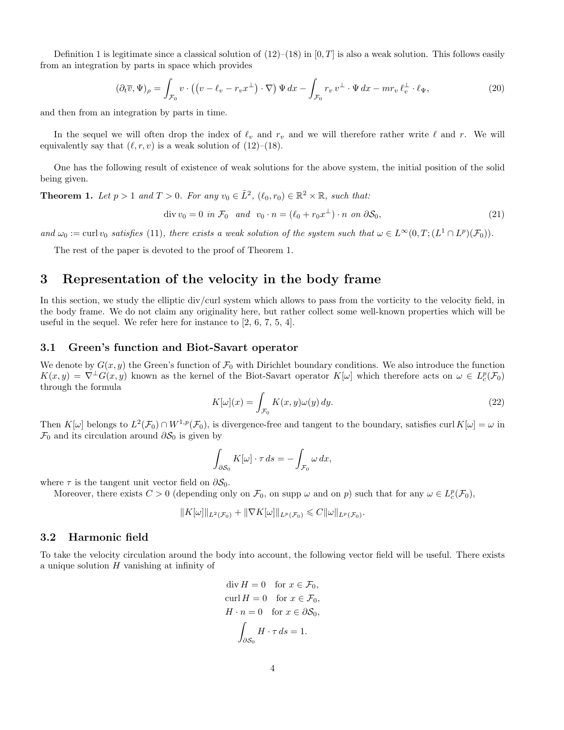Definition 1 is legitimate since a classical solution of (12)–(18) in $[0,T]$ is also a weak solution. This follows easily from an integration by parts in space which provides

$$
(\partial_t \overline{v}, \Psi)_\rho = \int_{\mathcal{F}_0} v \cdot \left( \left( v - \ell_v - r_v x^\perp \right) \cdot \nabla \right) \Psi \, dx - \int_{\mathcal{F}_0} r_v \, v^\perp \cdot \Psi \, dx - m r_v \, \ell_v^\perp \cdot \ell_\Psi, \tag{20}
$$

and then from an integration by parts in time.

In the sequel we will often drop the index of $\ell_v$ and $r_v$ and we will therefore rather write $\ell$ and $r$. We will equivalently say that $(\ell, r, v)$ is a weak solution of (12)–(18).

One has the following result of existence of weak solutions for the above system, the initial position of the solid being given.

**Theorem 1.** *Let $p > 1$ and $T > 0$. For any $v_0 \in \tilde{L}^2$, $(\ell_0, r_0) \in \mathbb{R}^2 \times \mathbb{R}$, such that:*

$$
\operatorname{div} v_0 = 0 \text{ in } \mathcal{F}_0 \quad \text{and} \quad v_0 \cdot n = (\ell_0 + r_0 x^\perp) \cdot n \text{ on } \partial \mathcal{S}_0, \tag{21}
$$

*and $\omega_0 := \operatorname{curl} v_0$ satisfies (11), there exists a weak solution of the system such that $\omega \in L^\infty(0,T;(L^1 \cap L^p)(\mathcal{F}_0))$.*

The rest of the paper is devoted to the proof of Theorem 1.

# 3 Representation of the velocity in the body frame

In this section, we study the elliptic div/curl system which allows to pass from the vorticity to the velocity field, in the body frame. We do not claim any originality here, but rather collect some well-known properties which will be useful in the sequel. We refer here for instance to [2, 6, 7, 5, 4].

## 3.1 Green's function and Biot-Savart operator

We denote by $G(x,y)$ the Green's function of $\mathcal{F}_0$ with Dirichlet boundary conditions. We also introduce the function $K(x,y) = \nabla^\perp G(x,y)$ known as the kernel of the Biot-Savart operator $K[\omega]$ which therefore acts on $\omega \in L^p_c(\mathcal{F}_0)$ through the formula

$$
K[\omega](x) = \int_{\mathcal{F}_0} K(x,y) \omega(y) \, dy. \tag{22}
$$

Then $K[\omega]$ belongs to $L^2(\mathcal{F}_0) \cap W^{1,p}(\mathcal{F}_0)$, is divergence-free and tangent to the boundary, satisfies $\operatorname{curl} K[\omega] = \omega$ in $\mathcal{F}_0$ and its circulation around $\partial \mathcal{S}_0$ is given by

$$
\int_{\partial \mathcal{S}_0} K[\omega] \cdot \tau \, ds = - \int_{\mathcal{F}_0} \omega \, dx,
$$

where $\tau$ is the tangent unit vector field on $\partial \mathcal{S}_0$.

Moreover, there exists $C > 0$ (depending only on $\mathcal{F}_0$, on supp $\omega$ and on $p$) such that for any $\omega \in L^p_c(\mathcal{F}_0)$,

$$
\| K[\omega] \|_{L^2(\mathcal{F}_0)} + \| \nabla K[\omega] \|_{L^p(\mathcal{F}_0)} \leqslant C \| \omega \|_{L^p(\mathcal{F}_0)}.
$$

## 3.2 Harmonic field

To take the velocity circulation around the body into account, the following vector field will be useful. There exists a unique solution $H$ vanishing at infinity of

$$
\begin{aligned}
\operatorname{div} H &= 0 \quad \text{for } x \in \mathcal{F}_0, \\
\operatorname{curl} H &= 0 \quad \text{for } x \in \mathcal{F}_0, \\
H \cdot n &= 0 \quad \text{for } x \in \partial \mathcal{S}_0, \\
\int_{\partial \mathcal{S}_0} H \cdot \tau \, ds &= 1.
\end{aligned}
$$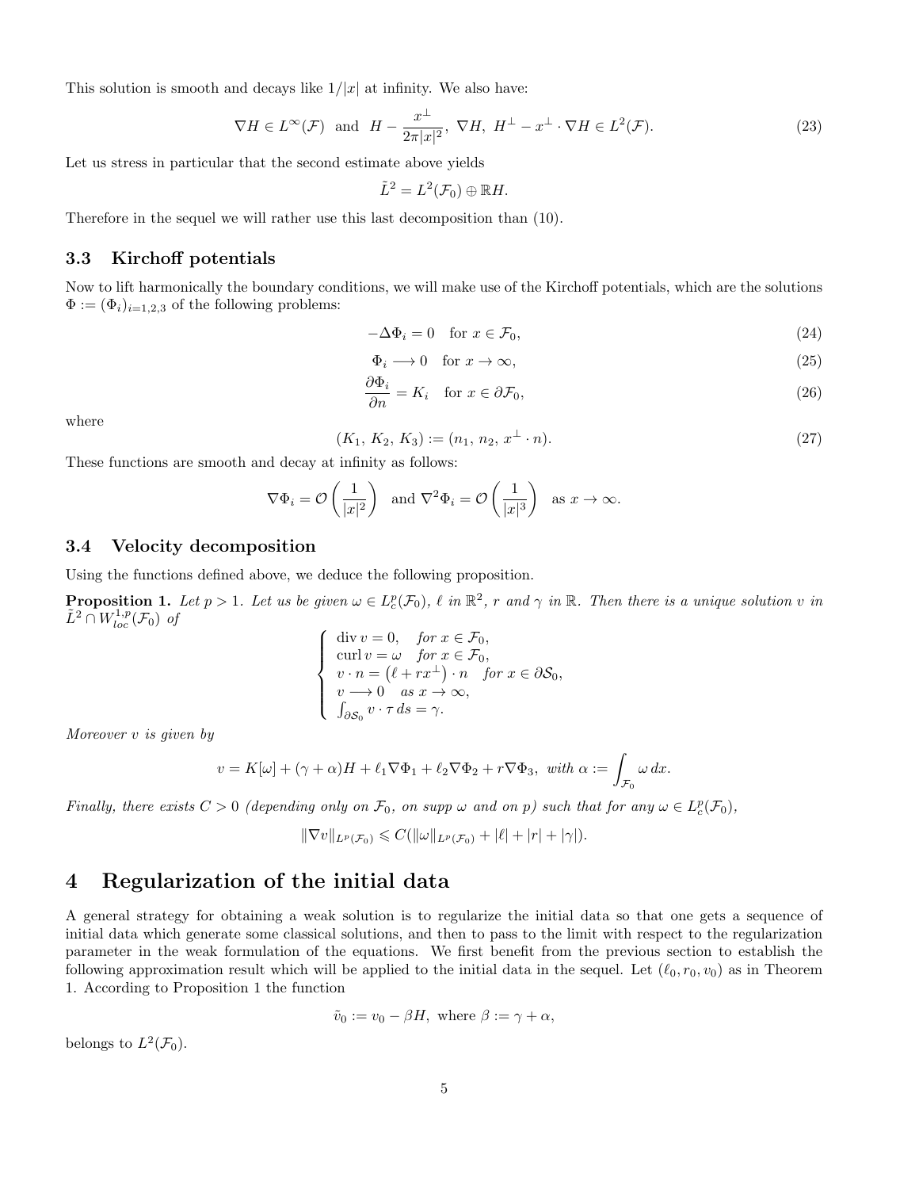This solution is smooth and decays like $1/|x|$ at infinity. We also have:

$$\nabla H \in L^\infty(\mathcal{F}) \ \text{ and } \ H - \frac{x^\perp}{2\pi|x|^2},\ \nabla H,\ H^\perp - x^\perp \cdot \nabla H \in L^2(\mathcal{F}). \tag{23}$$

Let us stress in particular that the second estimate above yields

$$\tilde{L}^2 = L^2(\mathcal{F}_0) \oplus \mathbb{R}H.$$

Therefore in the sequel we will rather use this last decomposition than (10).

### 3.3 Kirchoff potentials

Now to lift harmonically the boundary conditions, we will make use of the Kirchoff potentials, which are the solutions $\Phi := (\Phi_i)_{i=1,2,3}$ of the following problems:

$$-\Delta \Phi_i = 0 \quad \text{for } x \in \mathcal{F}_0, \tag{24}$$

$$\Phi_i \longrightarrow 0 \quad \text{for } x \to \infty, \tag{25}$$

$$\frac{\partial \Phi_i}{\partial n} = K_i \quad \text{for } x \in \partial\mathcal{F}_0, \tag{26}$$

where

$$(K_1,\, K_2,\, K_3) := (n_1,\, n_2,\, x^\perp \cdot n). \tag{27}$$

These functions are smooth and decay at infinity as follows:

$$\nabla \Phi_i = \mathcal{O}\left(\frac{1}{|x|^2}\right) \ \text{ and } \nabla^2 \Phi_i = \mathcal{O}\left(\frac{1}{|x|^3}\right) \ \text{ as } x \to \infty.$$

### 3.4 Velocity decomposition

Using the functions defined above, we deduce the following proposition.

**Proposition 1.** *Let $p > 1$. Let us be given $\omega \in L^p_c(\mathcal{F}_0)$, $\ell$ in $\mathbb{R}^2$, $r$ and $\gamma$ in $\mathbb{R}$. Then there is a unique solution $v$ in $\tilde{L}^2 \cap W^{1,p}_{loc}(\mathcal{F}_0)$ of*

$$\begin{cases} \operatorname{div} v = 0, & \text{for } x \in \mathcal{F}_0, \\ \operatorname{curl} v = \omega & \text{for } x \in \mathcal{F}_0, \\ v \cdot n = \left(\ell + r x^\perp\right) \cdot n & \text{for } x \in \partial\mathcal{S}_0, \\ v \longrightarrow 0 & \text{as } x \to \infty, \\ \int_{\partial\mathcal{S}_0} v \cdot \tau \, ds = \gamma. \end{cases}$$

*Moreover $v$ is given by*

$$v = K[\omega] + (\gamma + \alpha)H + \ell_1 \nabla\Phi_1 + \ell_2 \nabla\Phi_2 + r\nabla\Phi_3, \ \text{with } \alpha := \int_{\mathcal{F}_0} \omega \, dx.$$

*Finally, there exists $C > 0$ (depending only on $\mathcal{F}_0$, on supp $\omega$ and on $p$) such that for any $\omega \in L^p_c(\mathcal{F}_0)$,*

$$\|\nabla v\|_{L^p(\mathcal{F}_0)} \leqslant C(\|\omega\|_{L^p(\mathcal{F}_0)} + |\ell| + |r| + |\gamma|).$$

## 4 Regularization of the initial data

A general strategy for obtaining a weak solution is to regularize the initial data so that one gets a sequence of initial data which generate some classical solutions, and then to pass to the limit with respect to the regularization parameter in the weak formulation of the equations. We first benefit from the previous section to establish the following approximation result which will be applied to the initial data in the sequel. Let $(\ell_0, r_0, v_0)$ as in Theorem 1. According to Proposition 1 the function

$$\tilde{v}_0 := v_0 - \beta H, \text{ where } \beta := \gamma + \alpha,$$

belongs to $L^2(\mathcal{F}_0)$.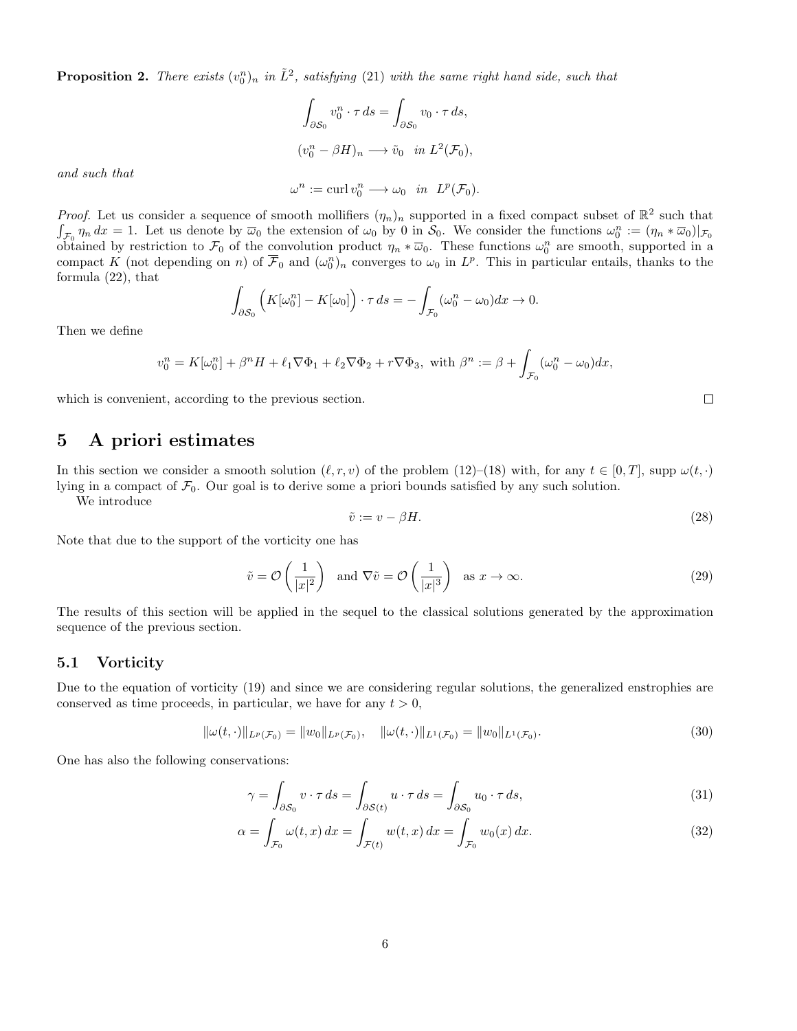**Proposition 2.** *There exists $(v_0^n)_n$ in $\tilde{L}^2$, satisfying (21) with the same right hand side, such that*

$$\int_{\partial\mathcal{S}_0} v_0^n \cdot \tau \, ds = \int_{\partial\mathcal{S}_0} v_0 \cdot \tau \, ds,$$

$$(v_0^n - \beta H)_n \longrightarrow \tilde{v}_0 \quad \text{in } L^2(\mathcal{F}_0),$$

*and such that*

$$\omega^n := \operatorname{curl} v_0^n \longrightarrow \omega_0 \quad \text{in } L^p(\mathcal{F}_0).$$

*Proof.* Let us consider a sequence of smooth mollifiers $(\eta_n)_n$ supported in a fixed compact subset of $\mathbb{R}^2$ such that $\int_{\mathcal{F}_0} \eta_n \, dx = 1$. Let us denote by $\overline{\omega}_0$ the extension of $\omega_0$ by 0 in $\mathcal{S}_0$. We consider the functions $\omega_0^n := (\eta_n * \overline{\omega}_0)|_{\mathcal{F}_0}$ obtained by restriction to $\mathcal{F}_0$ of the convolution product $\eta_n * \overline{\omega}_0$. These functions $\omega_0^n$ are smooth, supported in a compact $K$ (not depending on $n$) of $\overline{\mathcal{F}}_0$ and $(\omega_0^n)_n$ converges to $\omega_0$ in $L^p$. This in particular entails, thanks to the formula (22), that

$$\int_{\partial\mathcal{S}_0} \Big( K[\omega_0^n] - K[\omega_0] \Big) \cdot \tau \, ds = - \int_{\mathcal{F}_0} (\omega_0^n - \omega_0) dx \to 0.$$

Then we define

$$v_0^n = K[\omega_0^n] + \beta^n H + \ell_1 \nabla\Phi_1 + \ell_2 \nabla\Phi_2 + r\nabla\Phi_3, \text{ with } \beta^n := \beta + \int_{\mathcal{F}_0} (\omega_0^n - \omega_0) dx,$$

which is convenient, according to the previous section. $\square$

# 5 A priori estimates

In this section we consider a smooth solution $(\ell, r, v)$ of the problem (12)–(18) with, for any $t \in [0, T]$, $\operatorname{supp} \omega(t, \cdot)$ lying in a compact of $\mathcal{F}_0$. Our goal is to derive some a priori bounds satisfied by any such solution.

We introduce

$$\tilde{v} := v - \beta H. \tag{28}$$

Note that due to the support of the vorticity one has

$$\tilde{v} = \mathcal{O}\left(\frac{1}{|x|^2}\right) \text{ and } \nabla\tilde{v} = \mathcal{O}\left(\frac{1}{|x|^3}\right) \text{ as } x \to \infty. \tag{29}$$

The results of this section will be applied in the sequel to the classical solutions generated by the approximation sequence of the previous section.

## 5.1 Vorticity

Due to the equation of vorticity (19) and since we are considering regular solutions, the generalized enstrophies are conserved as time proceeds, in particular, we have for any $t > 0$,

$$\|\omega(t, \cdot)\|_{L^p(\mathcal{F}_0)} = \|w_0\|_{L^p(\mathcal{F}_0)}, \quad \|\omega(t, \cdot)\|_{L^1(\mathcal{F}_0)} = \|w_0\|_{L^1(\mathcal{F}_0)}. \tag{30}$$

One has also the following conservations:

$$\gamma = \int_{\partial\mathcal{S}_0} v \cdot \tau \, ds = \int_{\partial\mathcal{S}(t)} u \cdot \tau \, ds = \int_{\partial\mathcal{S}_0} u_0 \cdot \tau \, ds, \tag{31}$$

$$\alpha = \int_{\mathcal{F}_0} \omega(t, x) \, dx = \int_{\mathcal{F}(t)} w(t, x) \, dx = \int_{\mathcal{F}_0} w_0(x) \, dx. \tag{32}$$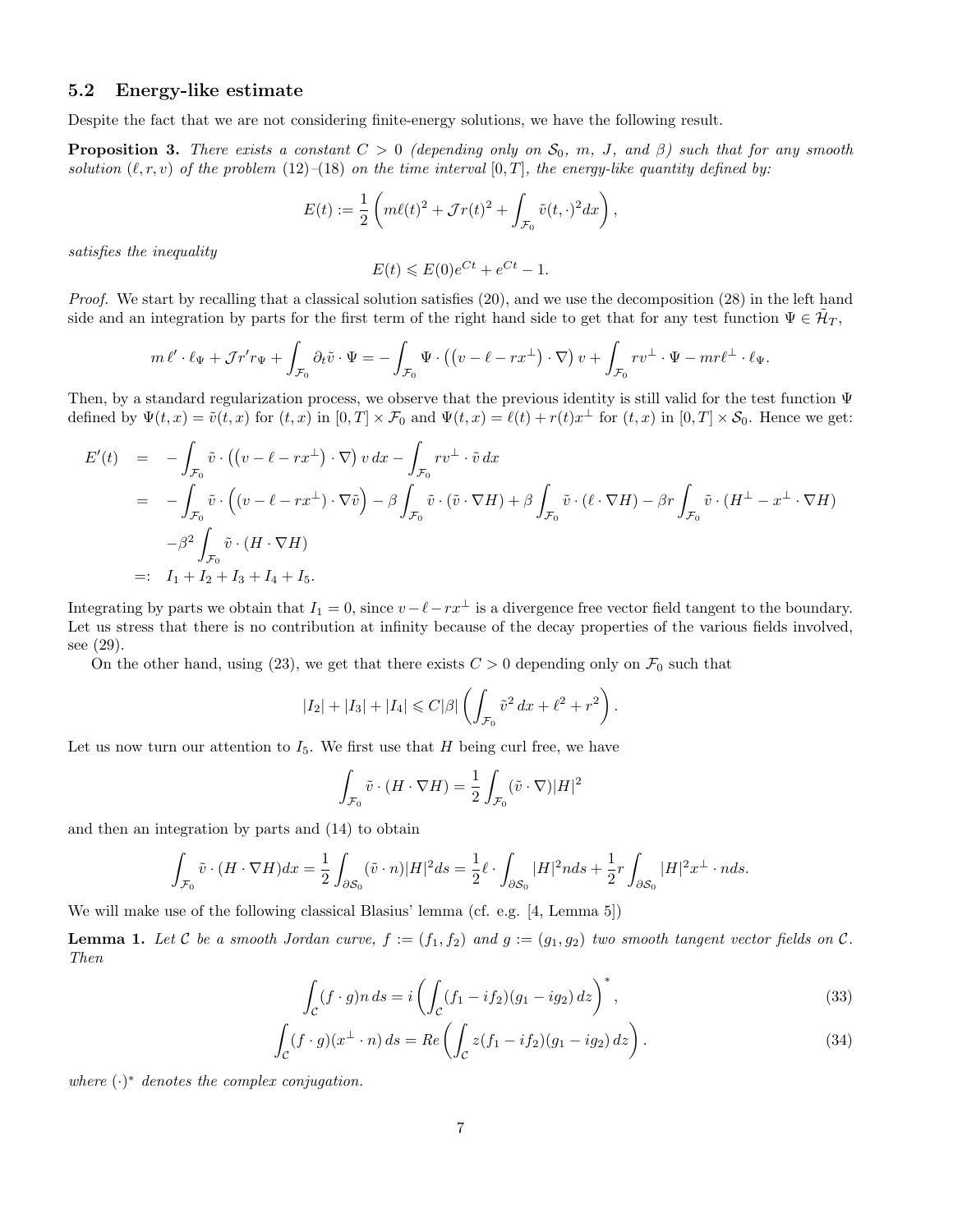### 5.2 Energy-like estimate

Despite the fact that we are not considering finite-energy solutions, we have the following result.

**Proposition 3.** *There exists a constant $C > 0$ (depending only on $\mathcal{S}_0$, $m$, $J$, and $\beta$) such that for any smooth solution $(\ell, r, v)$ of the problem (12)–(18) on the time interval $[0, T]$, the energy-like quantity defined by:*

$$E(t) := \frac{1}{2}\left(m\ell(t)^2 + \mathcal{J}r(t)^2 + \int_{\mathcal{F}_0} \tilde{v}(t,\cdot)^2 dx\right),$$

*satisfies the inequality*

$$E(t) \leqslant E(0)e^{Ct} + e^{Ct} - 1.$$

*Proof.* We start by recalling that a classical solution satisfies (20), and we use the decomposition (28) in the left hand side and an integration by parts for the first term of the right hand side to get that for any test function $\Psi \in \tilde{\mathcal{H}}_T$,

$$m\,\ell' \cdot \ell_\Psi + \mathcal{J}r' r_\Psi + \int_{\mathcal{F}_0} \partial_t \tilde{v} \cdot \Psi = -\int_{\mathcal{F}_0} \Psi \cdot \left(\left(v - \ell - r x^\perp\right) \cdot \nabla\right) v + \int_{\mathcal{F}_0} r v^\perp \cdot \Psi - m r \ell^\perp \cdot \ell_\Psi.$$

Then, by a standard regularization process, we observe that the previous identity is still valid for the test function $\Psi$ defined by $\Psi(t,x) = \tilde{v}(t,x)$ for $(t,x)$ in $[0,T] \times \mathcal{F}_0$ and $\Psi(t,x) = \ell(t) + r(t)x^\perp$ for $(t,x)$ in $[0,T] \times \mathcal{S}_0$. Hence we get:

$$\begin{aligned}
E'(t) &= -\int_{\mathcal{F}_0} \tilde{v} \cdot \left(\left(v - \ell - r x^\perp\right) \cdot \nabla\right) v \, dx - \int_{\mathcal{F}_0} r v^\perp \cdot \tilde{v} \, dx \\
&= -\int_{\mathcal{F}_0} \tilde{v} \cdot \left(\left(v - \ell - r x^\perp\right) \cdot \nabla \tilde{v}\right) - \beta \int_{\mathcal{F}_0} \tilde{v} \cdot (\tilde{v} \cdot \nabla H) + \beta \int_{\mathcal{F}_0} \tilde{v} \cdot (\ell \cdot \nabla H) - \beta r \int_{\mathcal{F}_0} \tilde{v} \cdot (H^\perp - x^\perp \cdot \nabla H) \\
&\quad - \beta^2 \int_{\mathcal{F}_0} \tilde{v} \cdot (H \cdot \nabla H) \\
&=: \; I_1 + I_2 + I_3 + I_4 + I_5.
\end{aligned}$$

Integrating by parts we obtain that $I_1 = 0$, since $v - \ell - r x^\perp$ is a divergence free vector field tangent to the boundary. Let us stress that there is no contribution at infinity because of the decay properties of the various fields involved, see (29).

On the other hand, using (23), we get that there exists $C > 0$ depending only on $\mathcal{F}_0$ such that

$$|I_2| + |I_3| + |I_4| \leqslant C|\beta| \left(\int_{\mathcal{F}_0} \tilde{v}^2 \, dx + \ell^2 + r^2\right).$$

Let us now turn our attention to $I_5$. We first use that $H$ being curl free, we have

$$\int_{\mathcal{F}_0} \tilde{v} \cdot (H \cdot \nabla H) = \frac{1}{2} \int_{\mathcal{F}_0} (\tilde{v} \cdot \nabla)|H|^2$$

and then an integration by parts and (14) to obtain

$$\int_{\mathcal{F}_0} \tilde{v} \cdot (H \cdot \nabla H) dx = \frac{1}{2} \int_{\partial \mathcal{S}_0} (\tilde{v} \cdot n)|H|^2 ds = \frac{1}{2} \ell \cdot \int_{\partial \mathcal{S}_0} |H|^2 n ds + \frac{1}{2} r \int_{\partial \mathcal{S}_0} |H|^2 x^\perp \cdot n ds.$$

We will make use of the following classical Blasius' lemma (cf. e.g. [4, Lemma 5])

**Lemma 1.** *Let $\mathcal{C}$ be a smooth Jordan curve, $f := (f_1, f_2)$ and $g := (g_1, g_2)$ two smooth tangent vector fields on $\mathcal{C}$. Then*

$$\int_{\mathcal{C}} (f \cdot g) n \, ds = i \left(\int_{\mathcal{C}} (f_1 - i f_2)(g_1 - i g_2) \, dz\right)^*, \tag{33}$$

$$\int_{\mathcal{C}} (f \cdot g)(x^\perp \cdot n) \, ds = Re\left(\int_{\mathcal{C}} z (f_1 - i f_2)(g_1 - i g_2) \, dz\right). \tag{34}$$

*where $(\cdot)^*$ denotes the complex conjugation.*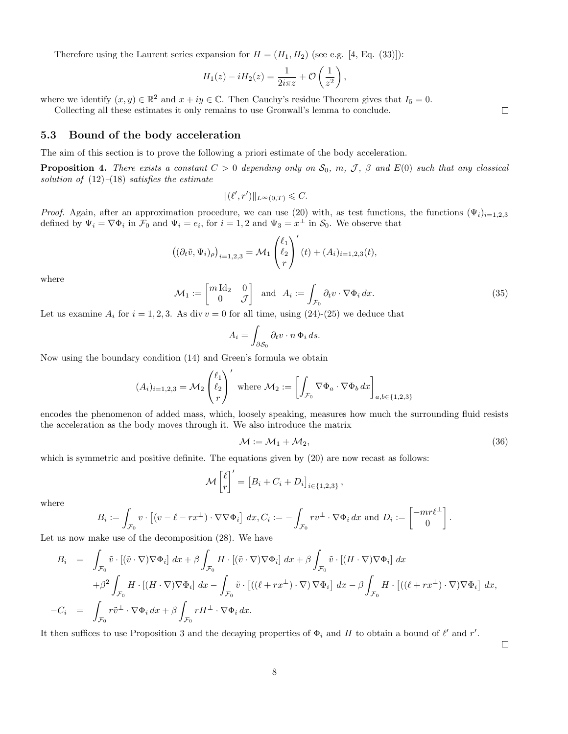Therefore using the Laurent series expansion for $H = (H_1, H_2)$ (see e.g. [4, Eq. (33)]):

$$H_1(z) - iH_2(z) = \frac{1}{2i\pi z} + \mathcal{O}\left(\frac{1}{z^2}\right),$$

where we identify $(x, y) \in \mathbb{R}^2$ and $x + iy \in \mathbb{C}$. Then Cauchy's residue Theorem gives that $I_5 = 0$.

Collecting all these estimates it only remains to use Gronwall's lemma to conclude. □

### 5.3 Bound of the body acceleration

The aim of this section is to prove the following a priori estimate of the body acceleration.

**Proposition 4.** *There exists a constant $C > 0$ depending only on $\mathcal{S}_0$, $m$, $\mathcal{J}$, $\beta$ and $E(0)$ such that any classical solution of (12)–(18) satisfies the estimate*

$$\|(\ell', r')\|_{L^\infty(0,T)} \leqslant C.$$

*Proof.* Again, after an approximation procedure, we can use (20) with, as test functions, the functions $(\Psi_i)_{i=1,2,3}$ defined by $\Psi_i = \nabla\Phi_i$ in $\mathcal{F}_0$ and $\Psi_i = e_i$, for $i = 1, 2$ and $\Psi_3 = x^\perp$ in $\mathcal{S}_0$. We observe that

$$\left((\partial_t \tilde{v}, \Psi_i)_\rho\right)_{i=1,2,3} = \mathcal{M}_1 \begin{pmatrix} \ell_1 \\ \ell_2 \\ r \end{pmatrix}'(t) + (A_i)_{i=1,2,3}(t),$$

where

$$\mathcal{M}_1 := \begin{bmatrix} m\,\mathrm{Id}_2 & 0 \\ 0 & \mathcal{J} \end{bmatrix} \text{ and } A_i := \int_{\mathcal{F}_0} \partial_t v \cdot \nabla\Phi_i \, dx. \tag{35}$$

Let us examine $A_i$ for $i = 1, 2, 3$. As $\operatorname{div} v = 0$ for all time, using (24)-(25) we deduce that

$$A_i = \int_{\partial\mathcal{S}_0} \partial_t v \cdot n\, \Phi_i \, ds.$$

Now using the boundary condition (14) and Green's formula we obtain

$$(A_i)_{i=1,2,3} = \mathcal{M}_2 \begin{pmatrix} \ell_1 \\ \ell_2 \\ r \end{pmatrix}' \text{ where } \mathcal{M}_2 := \left[\int_{\mathcal{F}_0} \nabla\Phi_a \cdot \nabla\Phi_b \, dx\right]_{a,b\in\{1,2,3\}}$$

encodes the phenomenon of added mass, which, loosely speaking, measures how much the surrounding fluid resists the acceleration as the body moves through it. We also introduce the matrix

$$\mathcal{M} := \mathcal{M}_1 + \mathcal{M}_2, \tag{36}$$

which is symmetric and positive definite. The equations given by (20) are now recast as follows:

$$\mathcal{M} \begin{bmatrix} \ell \\ r \end{bmatrix}' = \left[B_i + C_i + D_i\right]_{i\in\{1,2,3\}},$$

where

$$B_i := \int_{\mathcal{F}_0} v \cdot \left[(v - \ell - rx^\perp) \cdot \nabla\nabla\Phi_i\right] dx, C_i := -\int_{\mathcal{F}_0} rv^\perp \cdot \nabla\Phi_i \, dx \text{ and } D_i := \begin{bmatrix} -mr\ell^\perp \\ 0 \end{bmatrix}.$$

Let us now make use of the decomposition (28). We have

$$\begin{aligned}
B_i &= \int_{\mathcal{F}_0} \tilde{v} \cdot [(\tilde{v} \cdot \nabla)\nabla\Phi_i] \, dx + \beta \int_{\mathcal{F}_0} H \cdot [(\tilde{v} \cdot \nabla)\nabla\Phi_i] \, dx + \beta \int_{\mathcal{F}_0} \tilde{v} \cdot [(H \cdot \nabla)\nabla\Phi_i] \, dx \\
&\quad + \beta^2 \int_{\mathcal{F}_0} H \cdot [(H \cdot \nabla)\nabla\Phi_i] \, dx - \int_{\mathcal{F}_0} \tilde{v} \cdot \left[((\ell + rx^\perp) \cdot \nabla)\nabla\Phi_i\right] dx - \beta \int_{\mathcal{F}_0} H \cdot \left[((\ell + rx^\perp) \cdot \nabla)\nabla\Phi_i\right] dx, \\
-C_i &= \int_{\mathcal{F}_0} r\tilde{v}^\perp \cdot \nabla\Phi_i \, dx + \beta \int_{\mathcal{F}_0} rH^\perp \cdot \nabla\Phi_i \, dx.
\end{aligned}$$

It then suffices to use Proposition 3 and the decaying properties of $\Phi_i$ and $H$ to obtain a bound of $\ell'$ and $r'$. □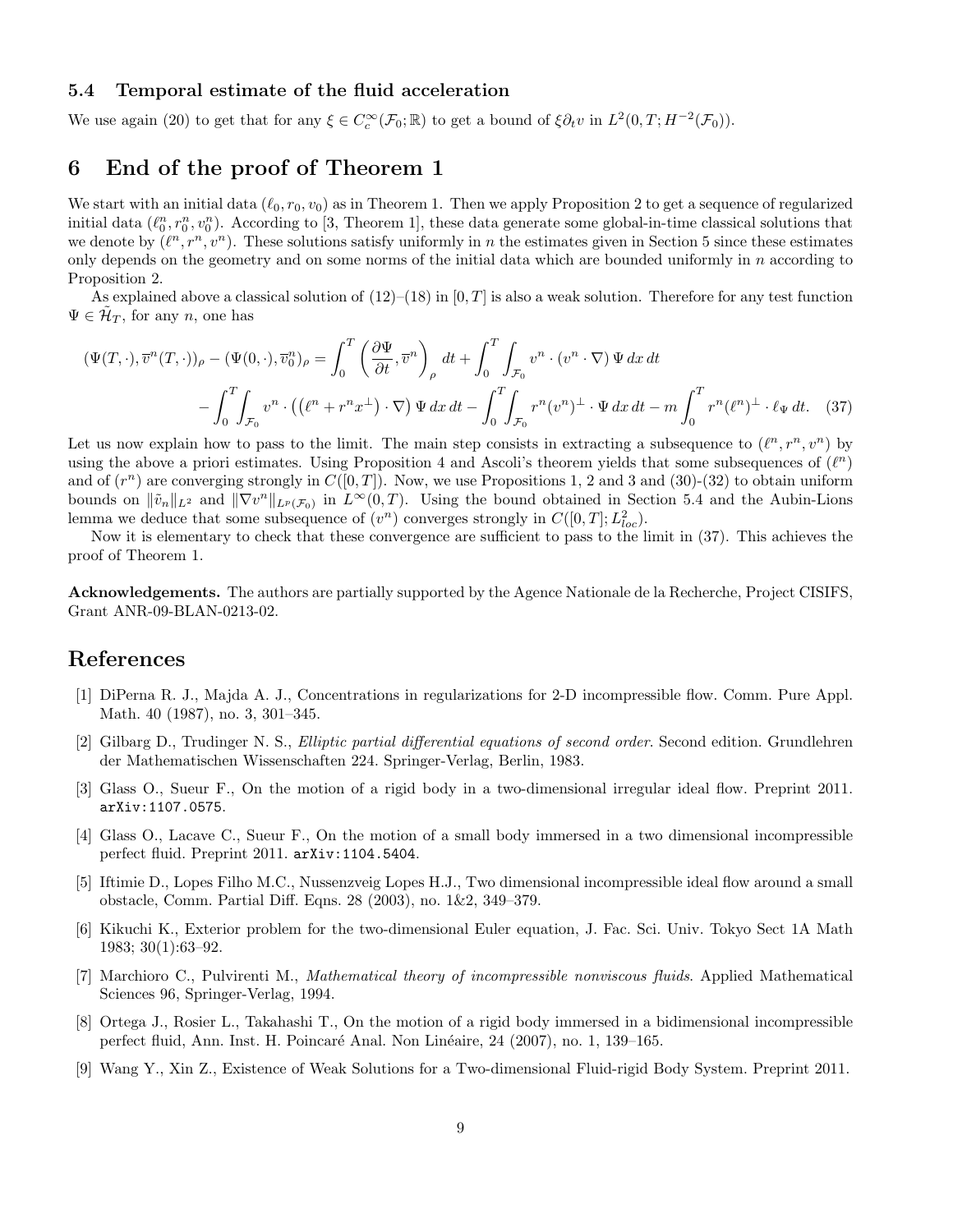### 5.4 Temporal estimate of the fluid acceleration

We use again (20) to get that for any $\xi \in C_c^\infty(\mathcal{F}_0;\mathbb{R})$ to get a bound of $\xi \partial_t v$ in $L^2(0,T;H^{-2}(\mathcal{F}_0))$.

## 6 End of the proof of Theorem 1

We start with an initial data $(\ell_0, r_0, v_0)$ as in Theorem 1. Then we apply Proposition 2 to get a sequence of regularized initial data $(\ell_0^n, r_0^n, v_0^n)$. According to [3, Theorem 1], these data generate some global-in-time classical solutions that we denote by $(\ell^n, r^n, v^n)$. These solutions satisfy uniformly in $n$ the estimates given in Section 5 since these estimates only depends on the geometry and on some norms of the initial data which are bounded uniformly in $n$ according to Proposition 2.

As explained above a classical solution of (12)–(18) in $[0,T]$ is also a weak solution. Therefore for any test function $\Psi \in \tilde{\mathcal{H}}_T$, for any $n$, one has

$$
\begin{aligned}
(\Psi(T,\cdot), \overline{v}^n(T,\cdot))_\rho - (\Psi(0,\cdot), \overline{v}_0^n)_\rho &= \int_0^T \left(\frac{\partial \Psi}{\partial t}, \overline{v}^n\right)_\rho dt + \int_0^T \int_{\mathcal{F}_0} v^n \cdot (v^n \cdot \nabla)\, \Psi \, dx\, dt \\
&- \int_0^T \int_{\mathcal{F}_0} v^n \cdot \left(\left(\ell^n + r^n x^\perp\right) \cdot \nabla\right) \Psi \, dx\, dt - \int_0^T \int_{\mathcal{F}_0} r^n (v^n)^\perp \cdot \Psi \, dx\, dt - m \int_0^T r^n (\ell^n)^\perp \cdot \ell_\Psi \, dt. \quad (37)
\end{aligned}
$$

Let us now explain how to pass to the limit. The main step consists in extracting a subsequence to $(\ell^n, r^n, v^n)$ by using the above a priori estimates. Using Proposition 4 and Ascoli's theorem yields that some subsequences of $(\ell^n)$ and of $(r^n)$ are converging strongly in $C([0,T])$. Now, we use Propositions 1, 2 and 3 and (30)-(32) to obtain uniform bounds on $\|\tilde{v}_n\|_{L^2}$ and $\|\nabla v^n\|_{L^p(\mathcal{F}_0)}$ in $L^\infty(0,T)$. Using the bound obtained in Section 5.4 and the Aubin-Lions lemma we deduce that some subsequence of $(v^n)$ converges strongly in $C([0,T]; L^2_{loc})$.

Now it is elementary to check that these convergence are sufficient to pass to the limit in (37). This achieves the proof of Theorem 1.

**Acknowledgements.** The authors are partially supported by the Agence Nationale de la Recherche, Project CISIFS, Grant ANR-09-BLAN-0213-02.

# References

[1] DiPerna R. J., Majda A. J., Concentrations in regularizations for 2-D incompressible flow. Comm. Pure Appl. Math. 40 (1987), no. 3, 301–345.

[2] Gilbarg D., Trudinger N. S., *Elliptic partial differential equations of second order*. Second edition. Grundlehren der Mathematischen Wissenschaften 224. Springer-Verlag, Berlin, 1983.

[3] Glass O., Sueur F., On the motion of a rigid body in a two-dimensional irregular ideal flow. Preprint 2011. arXiv:1107.0575.

[4] Glass O., Lacave C., Sueur F., On the motion of a small body immersed in a two dimensional incompressible perfect fluid. Preprint 2011. arXiv:1104.5404.

[5] Iftimie D., Lopes Filho M.C., Nussenzveig Lopes H.J., Two dimensional incompressible ideal flow around a small obstacle, Comm. Partial Diff. Eqns. 28 (2003), no. 1&2, 349–379.

[6] Kikuchi K., Exterior problem for the two-dimensional Euler equation, J. Fac. Sci. Univ. Tokyo Sect 1A Math 1983; 30(1):63–92.

[7] Marchioro C., Pulvirenti M., *Mathematical theory of incompressible nonviscous fluids*. Applied Mathematical Sciences 96, Springer-Verlag, 1994.

[8] Ortega J., Rosier L., Takahashi T., On the motion of a rigid body immersed in a bidimensional incompressible perfect fluid, Ann. Inst. H. Poincaré Anal. Non Linéaire, 24 (2007), no. 1, 139–165.

[9] Wang Y., Xin Z., Existence of Weak Solutions for a Two-dimensional Fluid-rigid Body System. Preprint 2011.